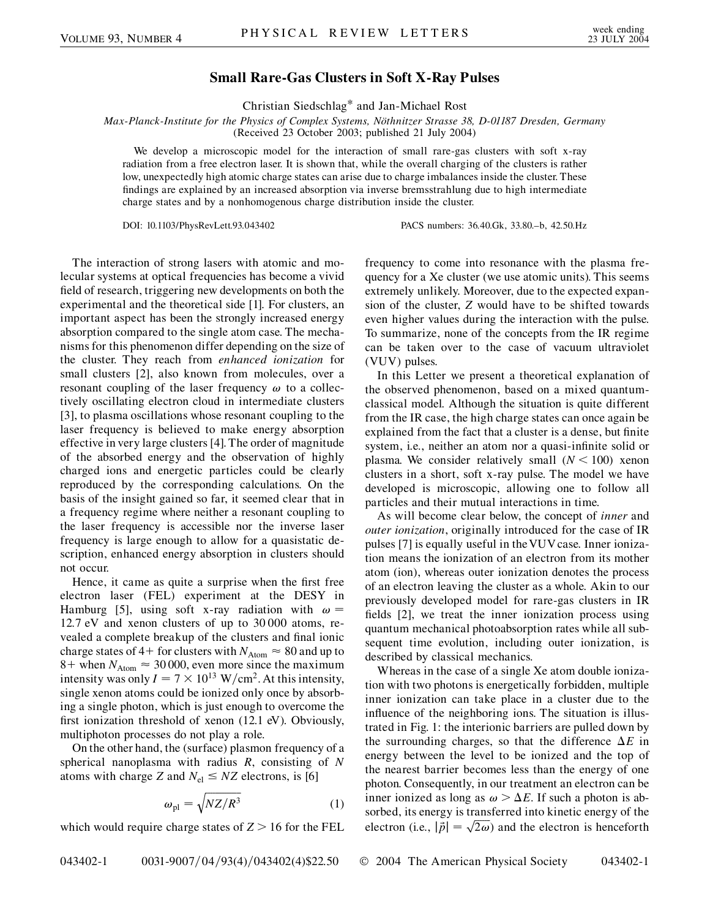# Small Rare-Gas Clusters in Soft X-Ray Pulses

Christian Siedschlag* and Jan-Michael Rost

*Max-Planck-Institute for the Physics of Complex Systems, Nöthnitzer Strasse 38, D-01187 Dresden, Germany*
(Received 23 October 2003; published 21 July 2004)

We develop a microscopic model for the interaction of small rare-gas clusters with soft x-ray radiation from a free electron laser. It is shown that, while the overall charging of the clusters is rather low, unexpectedly high atomic charge states can arise due to charge imbalances inside the cluster. These findings are explained by an increased absorption via inverse bremsstrahlung due to high intermediate charge states and by a nonhomogenous charge distribution inside the cluster.

DOI: 10.1103/PhysRevLett.93.043402 PACS numbers: 36.40.Gk, 33.80.–b, 42.50.Hz

The interaction of strong lasers with atomic and molecular systems at optical frequencies has become a vivid field of research, triggering new developments on both the experimental and the theoretical side [1]. For clusters, an important aspect has been the strongly increased energy absorption compared to the single atom case. The mechanisms for this phenomenon differ depending on the size of the cluster. They reach from *enhanced ionization* for small clusters [2], also known from molecules, over a resonant coupling of the laser frequency $\omega$ to a collectively oscillating electron cloud in intermediate clusters [3], to plasma oscillations whose resonant coupling to the laser frequency is believed to make energy absorption effective in very large clusters [4]. The order of magnitude of the absorbed energy and the observation of highly charged ions and energetic particles could be clearly reproduced by the corresponding calculations. On the basis of the insight gained so far, it seemed clear that in a frequency regime where neither a resonant coupling to the laser frequency is accessible nor the inverse laser frequency is large enough to allow for a quasistatic description, enhanced energy absorption in clusters should not occur.

Hence, it came as quite a surprise when the first free electron laser (FEL) experiment at the DESY in Hamburg [5], using soft x-ray radiation with $\omega = 12.7$ eV and xenon clusters of up to 30 000 atoms, revealed a complete breakup of the clusters and final ionic charge states of 4+ for clusters with $N_{\text{Atom}} \approx 80$ and up to 8+ when $N_{\text{Atom}} \approx 30\,000$, even more since the maximum intensity was only $I = 7 \times 10^{13}$ W/cm$^2$. At this intensity, single xenon atoms could be ionized only once by absorbing a single photon, which is just enough to overcome the first ionization threshold of xenon (12.1 eV). Obviously, multiphoton processes do not play a role.

On the other hand, the (surface) plasmon frequency of a spherical nanoplasma with radius $R$, consisting of $N$ atoms with charge $Z$ and $N_{\text{el}} \leq NZ$ electrons, is [6]

$$\omega_{\text{pl}} = \sqrt{NZ/R^3} \tag{1}$$

which would require charge states of $Z > 16$ for the FEL frequency to come into resonance with the plasma frequency for a Xe cluster (we use atomic units). This seems extremely unlikely. Moreover, due to the expected expansion of the cluster, $Z$ would have to be shifted towards even higher values during the interaction with the pulse. To summarize, none of the concepts from the IR regime can be taken over to the case of vacuum ultraviolet (VUV) pulses.

In this Letter we present a theoretical explanation of the observed phenomenon, based on a mixed quantum-classical model. Although the situation is quite different from the IR case, the high charge states can once again be explained from the fact that a cluster is a dense, but finite system, i.e., neither an atom nor a quasi-infinite solid or plasma. We consider relatively small ($N < 100$) xenon clusters in a short, soft x-ray pulse. The model we have developed is microscopic, allowing one to follow all particles and their mutual interactions in time.

As will become clear below, the concept of *inner* and *outer ionization*, originally introduced for the case of IR pulses [7] is equally useful in the VUV case. Inner ionization means the ionization of an electron from its mother atom (ion), whereas outer ionization denotes the process of an electron leaving the cluster as a whole. Akin to our previously developed model for rare-gas clusters in IR fields [2], we treat the inner ionization process using quantum mechanical photoabsorption rates while all subsequent time evolution, including outer ionization, is described by classical mechanics.

Whereas in the case of a single Xe atom double ionization with two photons is energetically forbidden, multiple inner ionization can take place in a cluster due to the influence of the neighboring ions. The situation is illustrated in Fig. 1: the interionic barriers are pulled down by the surrounding charges, so that the difference $\Delta E$ in energy between the level to be ionized and the top of the nearest barrier becomes less than the energy of one photon. Consequently, in our treatment an electron can be inner ionized as long as $\omega > \Delta E$. If such a photon is absorbed, its energy is transferred into kinetic energy of the electron (i.e., $|\vec{p}| = \sqrt{2\omega}$) and the electron is henceforth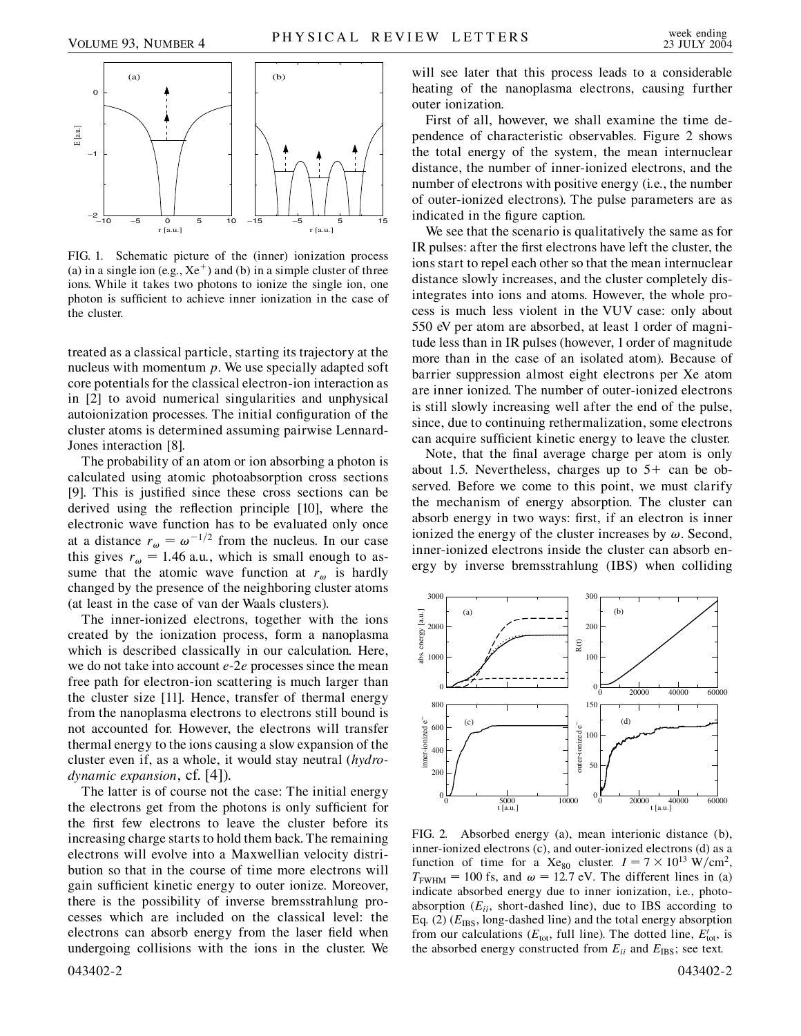FIG. 1. Schematic picture of the (inner) ionization process (a) in a single ion (e.g., $Xe^+$) and (b) in a simple cluster of three ions. While it takes two photons to ionize the single ion, one photon is sufficient to achieve inner ionization in the case of the cluster.

treated as a classical particle, starting its trajectory at the nucleus with momentum $p$. We use specially adapted soft core potentials for the classical electron-ion interaction as in [2] to avoid numerical singularities and unphysical autoionization processes. The initial configuration of the cluster atoms is determined assuming pairwise Lennard-Jones interaction [8].

The probability of an atom or ion absorbing a photon is calculated using atomic photoabsorption cross sections [9]. This is justified since these cross sections can be derived using the reflection principle [10], where the electronic wave function has to be evaluated only once at a distance $r_\omega = \omega^{-1/2}$ from the nucleus. In our case this gives $r_\omega = 1.46$ a.u., which is small enough to assume that the atomic wave function at $r_\omega$ is hardly changed by the presence of the neighboring cluster atoms (at least in the case of van der Waals clusters).

The inner-ionized electrons, together with the ions created by the ionization process, form a nanoplasma which is described classically in our calculation. Here, we do not take into account $e$-$2e$ processes since the mean free path for electron-ion scattering is much larger than the cluster size [11]. Hence, transfer of thermal energy from the nanoplasma electrons to electrons still bound is not accounted for. However, the electrons will transfer thermal energy to the ions causing a slow expansion of the cluster even if, as a whole, it would stay neutral (*hydrodynamic expansion*, cf. [4]).

The latter is of course not the case: The initial energy the electrons get from the photons is only sufficient for the first few electrons to leave the cluster before its increasing charge starts to hold them back. The remaining electrons will evolve into a Maxwellian velocity distribution so that in the course of time more electrons will gain sufficient kinetic energy to outer ionize. Moreover, there is the possibility of inverse bremsstrahlung processes which are included on the classical level: the electrons can absorb energy from the laser field when undergoing collisions with the ions in the cluster. We will see later that this process leads to a considerable heating of the nanoplasma electrons, causing further outer ionization.

First of all, however, we shall examine the time dependence of characteristic observables. Figure 2 shows the total energy of the system, the mean internuclear distance, the number of inner-ionized electrons, and the number of electrons with positive energy (i.e., the number of outer-ionized electrons). The pulse parameters are as indicated in the figure caption.

We see that the scenario is qualitatively the same as for IR pulses: after the first electrons have left the cluster, the ions start to repel each other so that the mean internuclear distance slowly increases, and the cluster completely disintegrates into ions and atoms. However, the whole process is much less violent in the VUV case: only about 550 eV per atom are absorbed, at least 1 order of magnitude less than in IR pulses (however, 1 order of magnitude more than in the case of an isolated atom). Because of barrier suppression almost eight electrons per Xe atom are inner ionized. The number of outer-ionized electrons is still slowly increasing well after the end of the pulse, since, due to continuing rethermalization, some electrons can acquire sufficient kinetic energy to leave the cluster.

Note, that the final average charge per atom is only about 1.5. Nevertheless, charges up to 5+ can be observed. Before we come to this point, we must clarify the mechanism of energy absorption. The cluster can absorb energy in two ways: first, if an electron is inner ionized the energy of the cluster increases by $\omega$. Second, inner-ionized electrons inside the cluster can absorb energy by inverse bremsstrahlung (IBS) when colliding

FIG. 2. Absorbed energy (a), mean interionic distance (b), inner-ionized electrons (c), and outer-ionized electrons (d) as a function of time for a $Xe_{80}$ cluster. $I = 7 \times 10^{13}$ W/cm$^2$, $T_{\mathrm{FWHM}} = 100$ fs, and $\omega = 12.7$ eV. The different lines in (a) indicate absorbed energy due to inner ionization, i.e., photoabsorption ($E_{ii}$, short-dashed line), due to IBS according to Eq. (2) ($E_{\mathrm{IBS}}$, long-dashed line) and the total energy absorption from our calculations ($E_{\mathrm{tot}}$, full line). The dotted line, $E'_{\mathrm{tot}}$, is the absorbed energy constructed from $E_{ii}$ and $E_{\mathrm{IBS}}$; see text.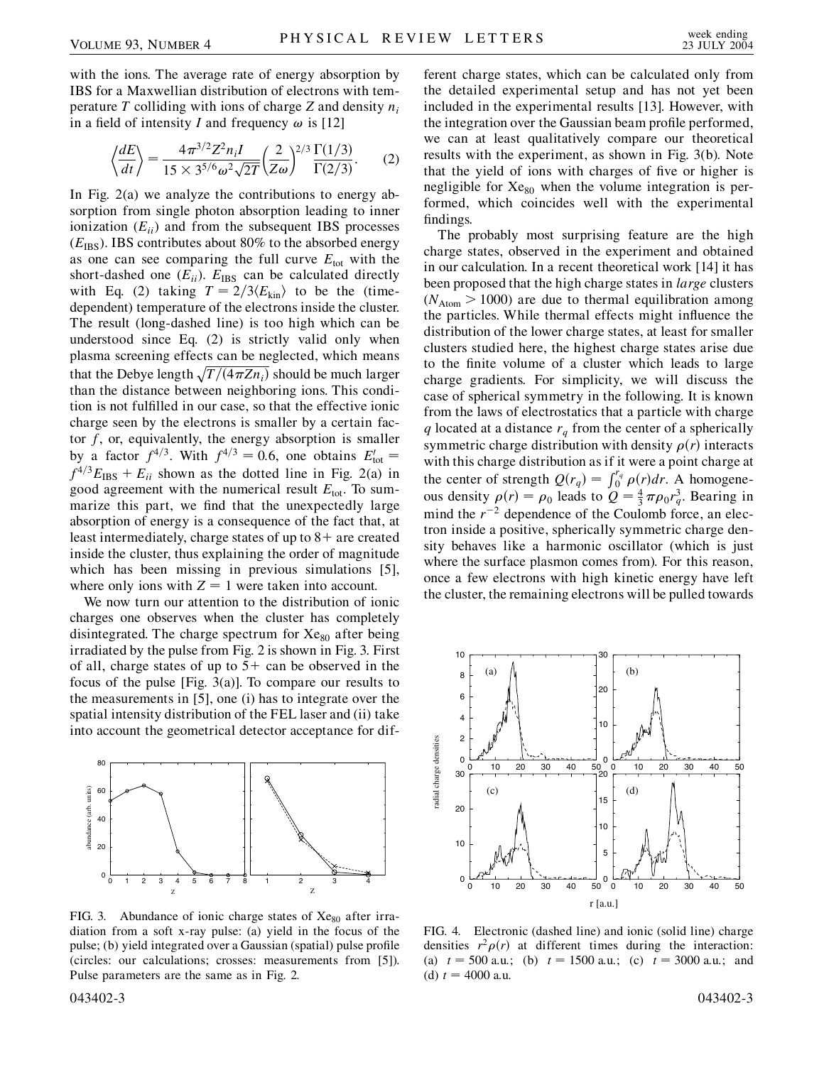with the ions. The average rate of energy absorption by IBS for a Maxwellian distribution of electrons with temperature $T$ colliding with ions of charge $Z$ and density $n_i$ in a field of intensity $I$ and frequency $\omega$ is [12]

$$\left\langle \frac{dE}{dt} \right\rangle = \frac{4\pi^{3/2} Z^2 n_i I}{15 \times 3^{5/6} \omega^2 \sqrt{2T}} \left( \frac{2}{Z\omega} \right)^{2/3} \frac{\Gamma(1/3)}{\Gamma(2/3)}. \qquad (2)$$

In Fig. 2(a) we analyze the contributions to energy absorption from single photon absorption leading to inner ionization ($E_{ii}$) and from the subsequent IBS processes ($E_{\rm IBS}$). IBS contributes about 80% to the absorbed energy as one can see comparing the full curve $E_{\rm tot}$ with the short-dashed one ($E_{ii}$). $E_{\rm IBS}$ can be calculated directly with Eq. (2) taking $T = 2/3 \langle E_{\rm kin} \rangle$ to be the (time-dependent) temperature of the electrons inside the cluster. The result (long-dashed line) is too high which can be understood since Eq. (2) is strictly valid only when plasma screening effects can be neglected, which means that the Debye length $\sqrt{T/(4\pi Z n_i)}$ should be much larger than the distance between neighboring ions. This condition is not fulfilled in our case, so that the effective ionic charge seen by the electrons is smaller by a certain factor $f$, or, equivalently, the energy absorption is smaller by a factor $f^{4/3}$. With $f^{4/3} = 0.6$, one obtains $E'_{\rm tot} = f^{4/3} E_{\rm IBS} + E_{ii}$ shown as the dotted line in Fig. 2(a) in good agreement with the numerical result $E_{\rm tot}$. To summarize this part, we find that the unexpectedly large absorption of energy is a consequence of the fact that, at least intermediately, charge states of up to 8+ are created inside the cluster, thus explaining the order of magnitude which has been missing in previous simulations [5], where only ions with $Z = 1$ were taken into account.

We now turn our attention to the distribution of ionic charges one observes when the cluster has completely disintegrated. The charge spectrum for $Xe_{80}$ after being irradiated by the pulse from Fig. 2 is shown in Fig. 3. First of all, charge states of up to 5+ can be observed in the focus of the pulse [Fig. 3(a)]. To compare our results to the measurements in [5], one (i) has to integrate over the spatial intensity distribution of the FEL laser and (ii) take into account the geometrical detector acceptance for different charge states, which can be calculated only from the detailed experimental setup and has not yet been included in the experimental results [13]. However, with the integration over the Gaussian beam profile performed, we can at least qualitatively compare our theoretical results with the experiment, as shown in Fig. 3(b). Note that the yield of ions with charges of five or higher is negligible for $Xe_{80}$ when the volume integration is performed, which coincides well with the experimental findings.

The probably most surprising feature are the high charge states, observed in the experiment and obtained in our calculation. In a recent theoretical work [14] it has been proposed that the high charge states in *large* clusters ($N_{\rm Atom} > 1000$) are due to thermal equilibration among the particles. While thermal effects might influence the distribution of the lower charge states, at least for smaller clusters studied here, the highest charge states arise due to the finite volume of a cluster which leads to large charge gradients. For simplicity, we will discuss the case of spherical symmetry in the following. It is known from the laws of electrostatics that a particle with charge $q$ located at a distance $r_q$ from the center of a spherically symmetric charge distribution with density $\rho(r)$ interacts with this charge distribution as if it were a point charge at the center of strength $Q(r_q) = \int_0^{r_q} \rho(r) dr$. A homogeneous density $\rho(r) = \rho_0$ leads to $Q = \frac{4}{3}\pi\rho_0 r_q^3$. Bearing in mind the $r^{-2}$ dependence of the Coulomb force, an electron inside a positive, spherically symmetric charge density behaves like a harmonic oscillator (which is just where the surface plasmon comes from). For this reason, once a few electrons with high kinetic energy have left the cluster, the remaining electrons will be pulled towards

FIG. 3. Abundance of ionic charge states of $Xe_{80}$ after irradiation from a soft x-ray pulse: (a) yield in the focus of the pulse; (b) yield integrated over a Gaussian (spatial) pulse profile (circles: our calculations; crosses: measurements from [5]). Pulse parameters are the same as in Fig. 2.

FIG. 4. Electronic (dashed line) and ionic (solid line) charge densities $r^2\rho(r)$ at different times during the interaction: (a) $t = 500$ a.u.; (b) $t = 1500$ a.u.; (c) $t = 3000$ a.u.; and (d) $t = 4000$ a.u.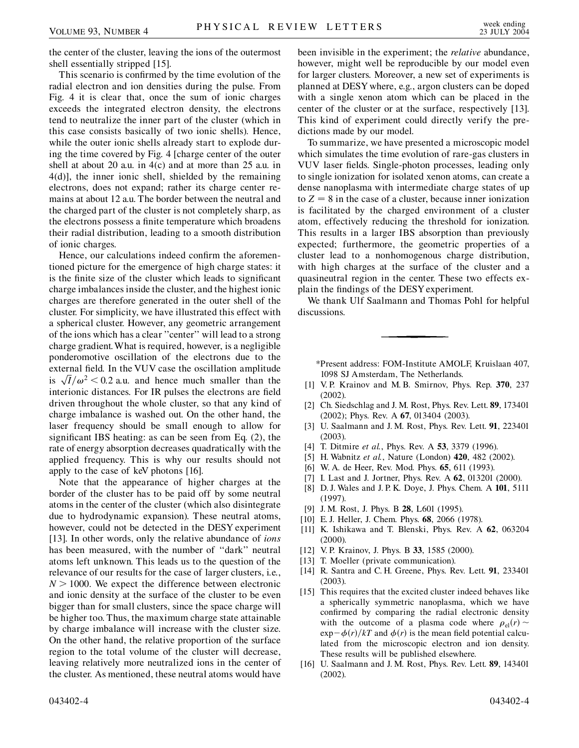the center of the cluster, leaving the ions of the outermost shell essentially stripped [15].

This scenario is confirmed by the time evolution of the radial electron and ion densities during the pulse. From Fig. 4 it is clear that, once the sum of ionic charges exceeds the integrated electron density, the electrons tend to neutralize the inner part of the cluster (which in this case consists basically of two ionic shells). Hence, while the outer ionic shells already start to explode during the time covered by Fig. 4 [charge center of the outer shell at about 20 a.u. in 4(c) and at more than 25 a.u. in 4(d)], the inner ionic shell, shielded by the remaining electrons, does not expand; rather its charge center remains at about 12 a.u. The border between the neutral and the charged part of the cluster is not completely sharp, as the electrons possess a finite temperature which broadens their radial distribution, leading to a smooth distribution of ionic charges.

Hence, our calculations indeed confirm the aforementioned picture for the emergence of high charge states: it is the finite size of the cluster which leads to significant charge imbalances inside the cluster, and the highest ionic charges are therefore generated in the outer shell of the cluster. For simplicity, we have illustrated this effect with a spherical cluster. However, any geometric arrangement of the ions which has a clear "center" will lead to a strong charge gradient. What is required, however, is a negligible ponderomotive oscillation of the electrons due to the external field. In the VUV case the oscillation amplitude is $\sqrt{I}/\omega^2 < 0.2$ a.u. and hence much smaller than the interionic distances. For IR pulses the electrons are field driven throughout the whole cluster, so that any kind of charge imbalance is washed out. On the other hand, the laser frequency should be small enough to allow for significant IBS heating: as can be seen from Eq. (2), the rate of energy absorption decreases quadratically with the applied frequency. This is why our results should not apply to the case of keV photons [16].

Note that the appearance of higher charges at the border of the cluster has to be paid off by some neutral atoms in the center of the cluster (which also disintegrate due to hydrodynamic expansion). These neutral atoms, however, could not be detected in the DESY experiment [13]. In other words, only the relative abundance of *ions* has been measured, with the number of "dark" neutral atoms left unknown. This leads us to the question of the relevance of our results for the case of larger clusters, i.e., $N > 1000$. We expect the difference between electronic and ionic density at the surface of the cluster to be even bigger than for small clusters, since the space charge will be higher too. Thus, the maximum charge state attainable by charge imbalance will increase with the cluster size. On the other hand, the relative proportion of the surface region to the total volume of the cluster will decrease, leaving relatively more neutralized ions in the center of the cluster. As mentioned, these neutral atoms would have been invisible in the experiment; the *relative* abundance, however, might well be reproducible by our model even for larger clusters. Moreover, a new set of experiments is planned at DESY where, e.g., argon clusters can be doped with a single xenon atom which can be placed in the center of the cluster or at the surface, respectively [13]. This kind of experiment could directly verify the predictions made by our model.

To summarize, we have presented a microscopic model which simulates the time evolution of rare-gas clusters in VUV laser fields. Single-photon processes, leading only to single ionization for isolated xenon atoms, can create a dense nanoplasma with intermediate charge states of up to $Z = 8$ in the case of a cluster, because inner ionization is facilitated by the charged environment of a cluster atom, effectively reducing the threshold for ionization. This results in a larger IBS absorption than previously expected; furthermore, the geometric properties of a cluster lead to a nonhomogenous charge distribution, with high charges at the surface of the cluster and a quasineutral region in the center. These two effects explain the findings of the DESY experiment.

We thank Ulf Saalmann and Thomas Pohl for helpful discussions.

---

*Present address: FOM-Institute AMOLF, Kruislaan 407, 1098 SJ Amsterdam, The Netherlands.

[1] V. P. Krainov and M. B. Smirnov, Phys. Rep. **370**, 237 (2002).

[2] Ch. Siedschlag and J. M. Rost, Phys. Rev. Lett. **89**, 173401 (2002); Phys. Rev. A **67**, 013404 (2003).

[3] U. Saalmann and J. M. Rost, Phys. Rev. Lett. **91**, 223401 (2003).

[4] T. Ditmire *et al.*, Phys. Rev. A **53**, 3379 (1996).

[5] H. Wabnitz *et al.*, Nature (London) **420**, 482 (2002).

[6] W. A. de Heer, Rev. Mod. Phys. **65**, 611 (1993).

[7] I. Last and J. Jortner, Phys. Rev. A **62**, 013201 (2000).

[8] D. J. Wales and J. P. K. Doye, J. Phys. Chem. A **101**, 5111 (1997).

[9] J. M. Rost, J. Phys. B **28**, L601 (1995).

[10] E. J. Heller, J. Chem. Phys. **68**, 2066 (1978).

[11] K. Ishikawa and T. Blenski, Phys. Rev. A **62**, 063204 (2000).

[12] V. P. Krainov, J. Phys. B **33**, 1585 (2000).

[13] T. Moeller (private communication).

[14] R. Santra and C. H. Greene, Phys. Rev. Lett. **91**, 233401 (2003).

[15] This requires that the excited cluster indeed behaves like a spherically symmetric nanoplasma, which we have confirmed by comparing the radial electronic density with the outcome of a plasma code where $\rho_{el}(r) \sim \exp-\phi(r)/kT$ and $\phi(r)$ is the mean field potential calculated from the microscopic electron and ion density. These results will be published elsewhere.

[16] U. Saalmann and J. M. Rost, Phys. Rev. Lett. **89**, 143401 (2002).